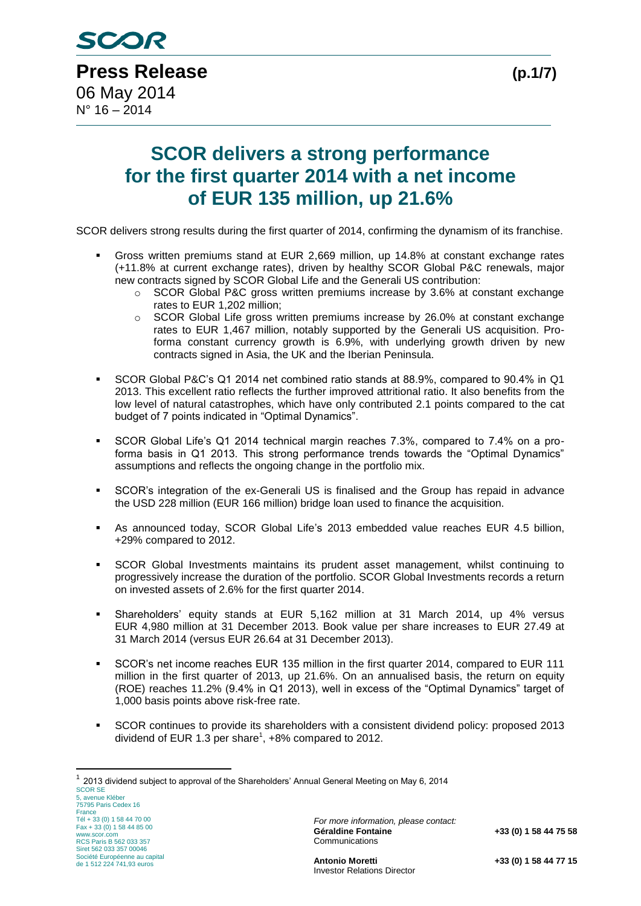**Press Release**

06 May 2014
N° 16 – 2014

# SCOR delivers a strong performance for the first quarter 2014 with a net income of EUR 135 million, up 21.6%

SCOR delivers strong results during the first quarter of 2014, confirming the dynamism of its franchise.

- Gross written premiums stand at EUR 2,669 million, up 14.8% at constant exchange rates (+11.8% at current exchange rates), driven by healthy SCOR Global P&C renewals, major new contracts signed by SCOR Global Life and the Generali US contribution:
    - SCOR Global P&C gross written premiums increase by 3.6% at constant exchange rates to EUR 1,202 million;
    - SCOR Global Life gross written premiums increase by 26.0% at constant exchange rates to EUR 1,467 million, notably supported by the Generali US acquisition. Pro-forma constant currency growth is 6.9%, with underlying growth driven by new contracts signed in Asia, the UK and the Iberian Peninsula.
- SCOR Global P&C's Q1 2014 net combined ratio stands at 88.9%, compared to 90.4% in Q1 2013. This excellent ratio reflects the further improved attritional ratio. It also benefits from the low level of natural catastrophes, which have only contributed 2.1 points compared to the cat budget of 7 points indicated in "Optimal Dynamics".
- SCOR Global Life's Q1 2014 technical margin reaches 7.3%, compared to 7.4% on a pro-forma basis in Q1 2013. This strong performance trends towards the "Optimal Dynamics" assumptions and reflects the ongoing change in the portfolio mix.
- SCOR's integration of the ex-Generali US is finalised and the Group has repaid in advance the USD 228 million (EUR 166 million) bridge loan used to finance the acquisition.
- As announced today, SCOR Global Life's 2013 embedded value reaches EUR 4.5 billion, +29% compared to 2012.
- SCOR Global Investments maintains its prudent asset management, whilst continuing to progressively increase the duration of the portfolio. SCOR Global Investments records a return on invested assets of 2.6% for the first quarter 2014.
- Shareholders' equity stands at EUR 5,162 million at 31 March 2014, up 4% versus EUR 4,980 million at 31 December 2013. Book value per share increases to EUR 27.49 at 31 March 2014 (versus EUR 26.64 at 31 December 2013).
- SCOR's net income reaches EUR 135 million in the first quarter 2014, compared to EUR 111 million in the first quarter of 2013, up 21.6%. On an annualised basis, the return on equity (ROE) reaches 11.2% (9.4% in Q1 2013), well in excess of the "Optimal Dynamics" target of 1,000 basis points above risk-free rate.
- SCOR continues to provide its shareholders with a consistent dividend policy: proposed 2013 dividend of EUR 1.3 per share[1], +8% compared to 2012.

[1] 2013 dividend subject to approval of the Shareholders' Annual General Meeting on May 6, 2014

SCOR SE
5, avenue Kléber
75795 Paris Cedex 16
France
Tél + 33 (0) 1 58 44 70 00
Fax + 33 (0) 1 58 44 85 00
www.scor.com
RCS Paris B 562 033 357
Siret 562 033 357 00046
Société Européenne au capital de 1 512 224 741,93 euros

*For more information, please contact:*

**Géraldine Fontaine** +33 (0) 1 58 44 75 58
Communications

**Antonio Moretti** +33 (0) 1 58 44 77 15
Investor Relations Director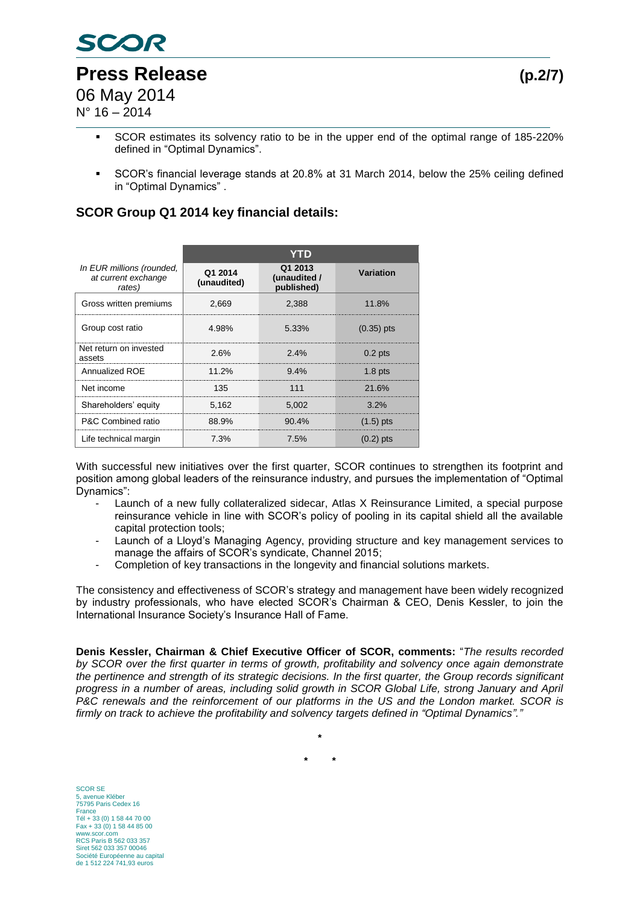- SCOR estimates its solvency ratio to be in the upper end of the optimal range of 185-220% defined in "Optimal Dynamics".
- SCOR's financial leverage stands at 20.8% at 31 March 2014, below the 25% ceiling defined in "Optimal Dynamics" .

## SCOR Group Q1 2014 key financial details:

| *In EUR millions (rounded, at current exchange rates)* | YTD | | |
|---|---|---|---|
| | **Q1 2014 (unaudited)** | **Q1 2013 (unaudited / published)** | **Variation** |
| Gross written premiums | 2,669 | 2,388 | 11.8% |
| Group cost ratio | 4.98% | 5.33% | (0.35) pts |
| Net return on invested assets | 2.6% | 2.4% | 0.2 pts |
| Annualized ROE | 11.2% | 9.4% | 1.8 pts |
| Net income | 135 | 111 | 21.6% |
| Shareholders' equity | 5,162 | 5,002 | 3.2% |
| P&C Combined ratio | 88.9% | 90.4% | (1.5) pts |
| Life technical margin | 7.3% | 7.5% | (0.2) pts |

With successful new initiatives over the first quarter, SCOR continues to strengthen its footprint and position among global leaders of the reinsurance industry, and pursues the implementation of "Optimal Dynamics":

- Launch of a new fully collateralized sidecar, Atlas X Reinsurance Limited, a special purpose reinsurance vehicle in line with SCOR's policy of pooling in its capital shield all the available capital protection tools;
- Launch of a Lloyd's Managing Agency, providing structure and key management services to manage the affairs of SCOR's syndicate, Channel 2015;
- Completion of key transactions in the longevity and financial solutions markets.

The consistency and effectiveness of SCOR's strategy and management have been widely recognized by industry professionals, who have elected SCOR's Chairman & CEO, Denis Kessler, to join the International Insurance Society's Insurance Hall of Fame.

**Denis Kessler, Chairman & Chief Executive Officer of SCOR, comments:** "*The results recorded by SCOR over the first quarter in terms of growth, profitability and solvency once again demonstrate the pertinence and strength of its strategic decisions. In the first quarter, the Group records significant progress in a number of areas, including solid growth in SCOR Global Life, strong January and April P&C renewals and the reinforcement of our platforms in the US and the London market. SCOR is firmly on track to achieve the profitability and solvency targets defined in "Optimal Dynamics"."*

\*

\* \*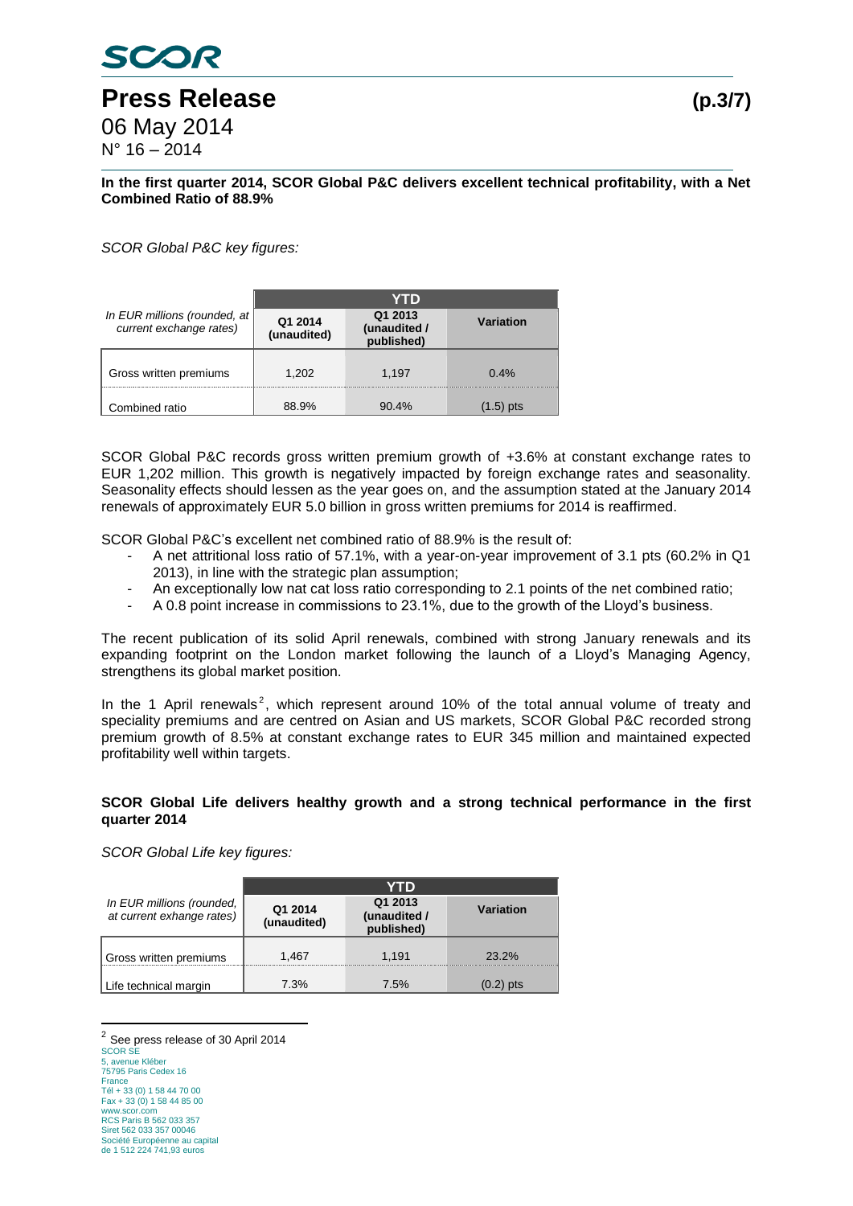**In the first quarter 2014, SCOR Global P&C delivers excellent technical profitability, with a Net Combined Ratio of 88.9%**

*SCOR Global P&C key figures:*

| *In EUR millions (rounded, at current exchange rates)* | YTD | | |
|---|---|---|---|
| | Q1 2014 (unaudited) | Q1 2013 (unaudited / published) | Variation |
| Gross written premiums | 1,202 | 1,197 | 0.4% |
| Combined ratio | 88.9% | 90.4% | (1.5) pts |

SCOR Global P&C records gross written premium growth of +3.6% at constant exchange rates to EUR 1,202 million. This growth is negatively impacted by foreign exchange rates and seasonality. Seasonality effects should lessen as the year goes on, and the assumption stated at the January 2014 renewals of approximately EUR 5.0 billion in gross written premiums for 2014 is reaffirmed.

SCOR Global P&C's excellent net combined ratio of 88.9% is the result of:

- A net attritional loss ratio of 57.1%, with a year-on-year improvement of 3.1 pts (60.2% in Q1 2013), in line with the strategic plan assumption;
- An exceptionally low nat cat loss ratio corresponding to 2.1 points of the net combined ratio;
- A 0.8 point increase in commissions to 23.1%, due to the growth of the Lloyd's business.

The recent publication of its solid April renewals, combined with strong January renewals and its expanding footprint on the London market following the launch of a Lloyd's Managing Agency, strengthens its global market position.

In the 1 April renewals[2], which represent around 10% of the total annual volume of treaty and speciality premiums and are centred on Asian and US markets, SCOR Global P&C recorded strong premium growth of 8.5% at constant exchange rates to EUR 345 million and maintained expected profitability well within targets.

**SCOR Global Life delivers healthy growth and a strong technical performance in the first quarter 2014**

*SCOR Global Life key figures:*

| *In EUR millions (rounded, at current exchange rates)* | YTD | | |
|---|---|---|---|
| | Q1 2014 (unaudited) | Q1 2013 (unaudited / published) | Variation |
| Gross written premiums | 1,467 | 1,191 | 23.2% |
| Life technical margin | 7.3% | 7.5% | (0.2) pts |

[2] See press release of 30 April 2014

SCOR SE
5, avenue Kléber
75795 Paris Cedex 16
France
Tél + 33 (0) 1 58 44 70 00
Fax + 33 (0) 1 58 44 85 00
www.scor.com
RCS Paris B 562 033 357
Siret 562 033 357 00046
Société Européenne au capital
de 1 512 224 741,93 euros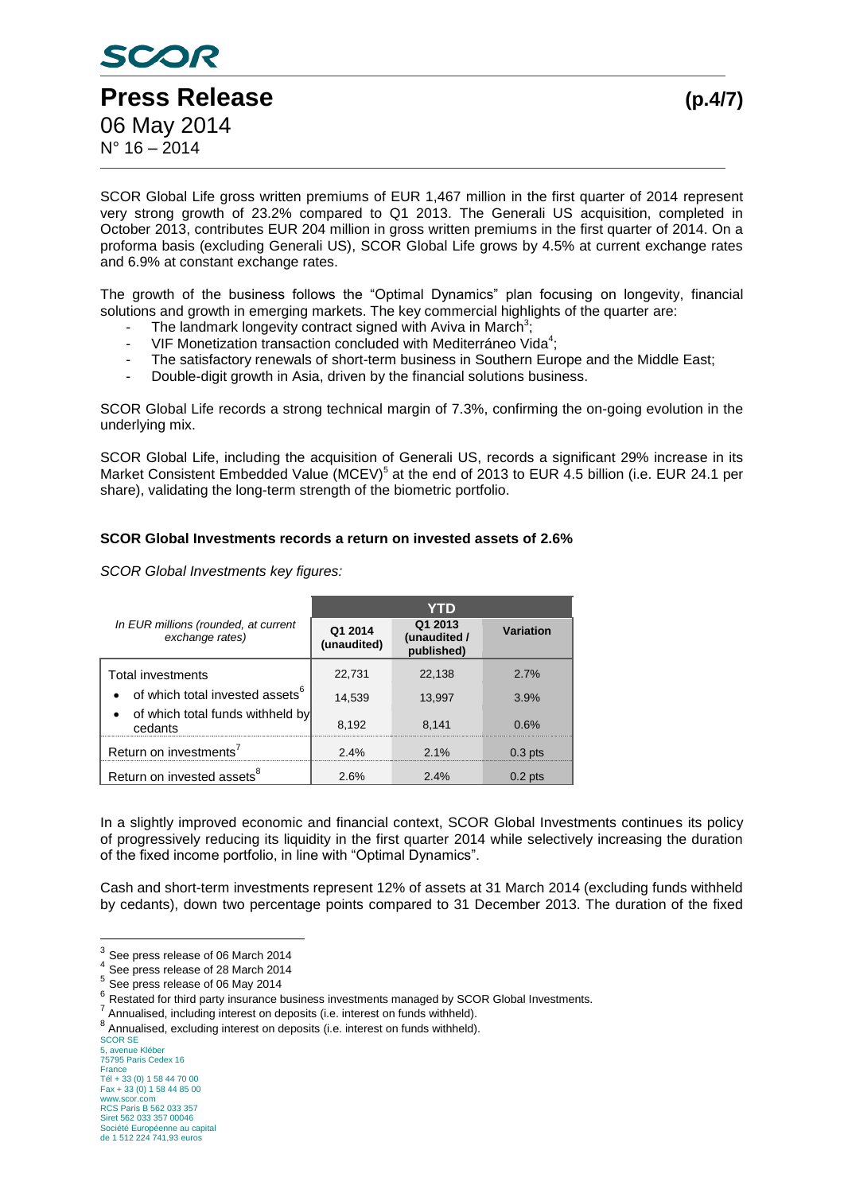SCOR Global Life gross written premiums of EUR 1,467 million in the first quarter of 2014 represent very strong growth of 23.2% compared to Q1 2013. The Generali US acquisition, completed in October 2013, contributes EUR 204 million in gross written premiums in the first quarter of 2014. On a proforma basis (excluding Generali US), SCOR Global Life grows by 4.5% at current exchange rates and 6.9% at constant exchange rates.

The growth of the business follows the "Optimal Dynamics" plan focusing on longevity, financial solutions and growth in emerging markets. The key commercial highlights of the quarter are:

- The landmark longevity contract signed with Aviva in March[3];
- VIF Monetization transaction concluded with Mediterráneo Vida[4];
- The satisfactory renewals of short-term business in Southern Europe and the Middle East;
- Double-digit growth in Asia, driven by the financial solutions business.

SCOR Global Life records a strong technical margin of 7.3%, confirming the on-going evolution in the underlying mix.

SCOR Global Life, including the acquisition of Generali US, records a significant 29% increase in its Market Consistent Embedded Value (MCEV)[5] at the end of 2013 to EUR 4.5 billion (i.e. EUR 24.1 per share), validating the long-term strength of the biometric portfolio.

**SCOR Global Investments records a return on invested assets of 2.6%**

*SCOR Global Investments key figures:*

| *In EUR millions (rounded, at current exchange rates)* | YTD | | |
|---|---|---|---|
| | Q1 2014 (unaudited) | Q1 2013 (unaudited / published) | Variation |
| Total investments | 22,731 | 22,138 | 2.7% |
| • of which total invested assets[6] | 14,539 | 13,997 | 3.9% |
| • of which total funds withheld by cedants | 8,192 | 8,141 | 0.6% |
| Return on investments[7] | 2.4% | 2.1% | 0.3 pts |
| Return on invested assets[8] | 2.6% | 2.4% | 0.2 pts |

In a slightly improved economic and financial context, SCOR Global Investments continues its policy of progressively reducing its liquidity in the first quarter 2014 while selectively increasing the duration of the fixed income portfolio, in line with "Optimal Dynamics".

Cash and short-term investments represent 12% of assets at 31 March 2014 (excluding funds withheld by cedants), down two percentage points compared to 31 December 2013. The duration of the fixed

---

[3] See press release of 06 March 2014

[4] See press release of 28 March 2014

[5] See press release of 06 May 2014

[6] Restated for third party insurance business investments managed by SCOR Global Investments.

[7] Annualised, including interest on deposits (i.e. interest on funds withheld).

[8] Annualised, excluding interest on deposits (i.e. interest on funds withheld).

SCOR SE
5, avenue Kléber
75795 Paris Cedex 16
France
Tél + 33 (0) 1 58 44 70 00
Fax + 33 (0) 1 58 44 85 00
www.scor.com
RCS Paris B 562 033 357
Siret 562 033 357 00046
Société Européenne au capital
de 1 512 224 741,93 euros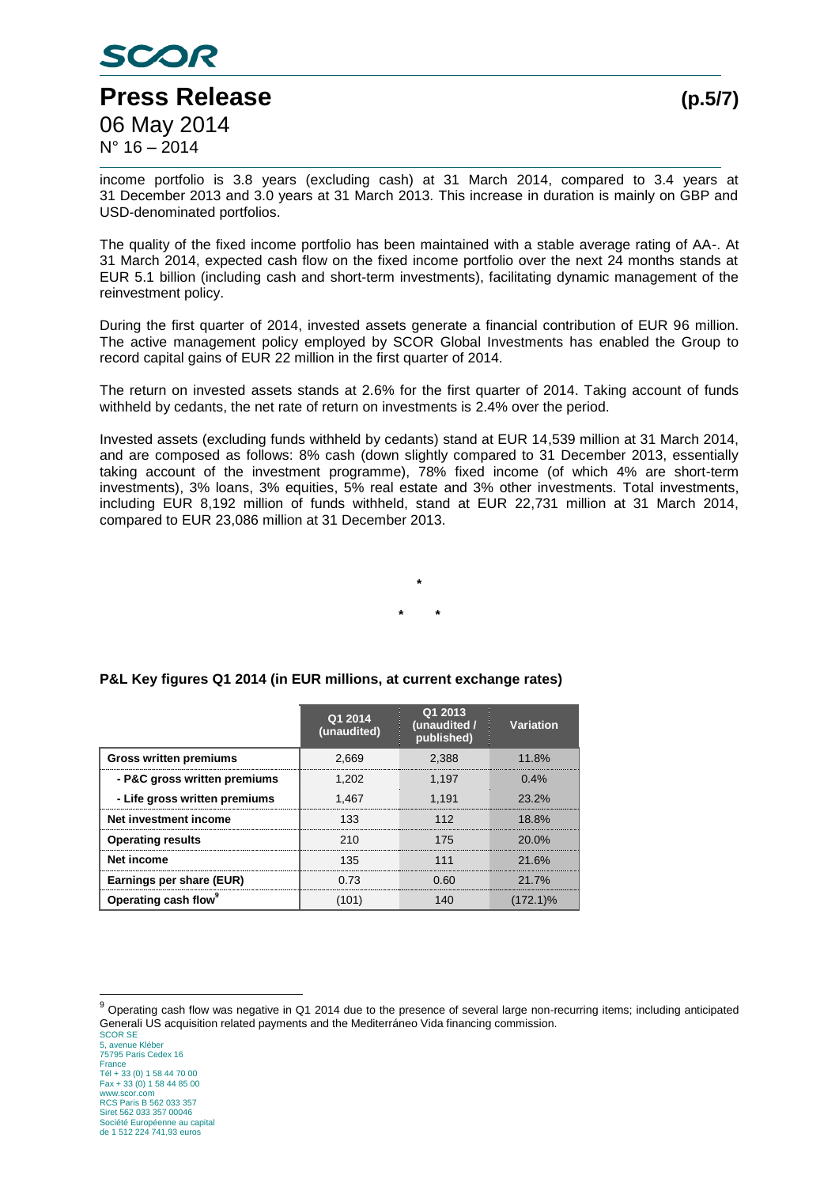income portfolio is 3.8 years (excluding cash) at 31 March 2014, compared to 3.4 years at 31 December 2013 and 3.0 years at 31 March 2013. This increase in duration is mainly on GBP and USD-denominated portfolios.

The quality of the fixed income portfolio has been maintained with a stable average rating of AA-. At 31 March 2014, expected cash flow on the fixed income portfolio over the next 24 months stands at EUR 5.1 billion (including cash and short-term investments), facilitating dynamic management of the reinvestment policy.

During the first quarter of 2014, invested assets generate a financial contribution of EUR 96 million. The active management policy employed by SCOR Global Investments has enabled the Group to record capital gains of EUR 22 million in the first quarter of 2014.

The return on invested assets stands at 2.6% for the first quarter of 2014. Taking account of funds withheld by cedants, the net rate of return on investments is 2.4% over the period.

Invested assets (excluding funds withheld by cedants) stand at EUR 14,539 million at 31 March 2014, and are composed as follows: 8% cash (down slightly compared to 31 December 2013, essentially taking account of the investment programme), 78% fixed income (of which 4% are short-term investments), 3% loans, 3% equities, 5% real estate and 3% other investments. Total investments, including EUR 8,192 million of funds withheld, stand at EUR 22,731 million at 31 March 2014, compared to EUR 23,086 million at 31 December 2013.

\*

\* \*

**P&L Key figures Q1 2014 (in EUR millions, at current exchange rates)**

| | Q1 2014 (unaudited) | Q1 2013 (unaudited / published) | Variation |
|---|---|---|---|
| **Gross written premiums** | 2,669 | 2,388 | 11.8% |
| **- P&C gross written premiums** | 1,202 | 1,197 | 0.4% |
| **- Life gross written premiums** | 1,467 | 1,191 | 23.2% |
| **Net investment income** | 133 | 112 | 18.8% |
| **Operating results** | 210 | 175 | 20.0% |
| **Net income** | 135 | 111 | 21.6% |
| **Earnings per share (EUR)** | 0.73 | 0.60 | 21.7% |
| **Operating cash flow**[9] | (101) | 140 | (172.1)% |

[9] Operating cash flow was negative in Q1 2014 due to the presence of several large non-recurring items; including anticipated Generali US acquisition related payments and the Mediterráneo Vida financing commission.

SCOR SE
5, avenue Kléber
75795 Paris Cedex 16
France
Tél + 33 (0) 1 58 44 70 00
Fax + 33 (0) 1 58 44 85 00
www.scor.com
RCS Paris B 562 033 357
Siret 562 033 357 00046
Société Européenne au capital de 1 512 224 741,93 euros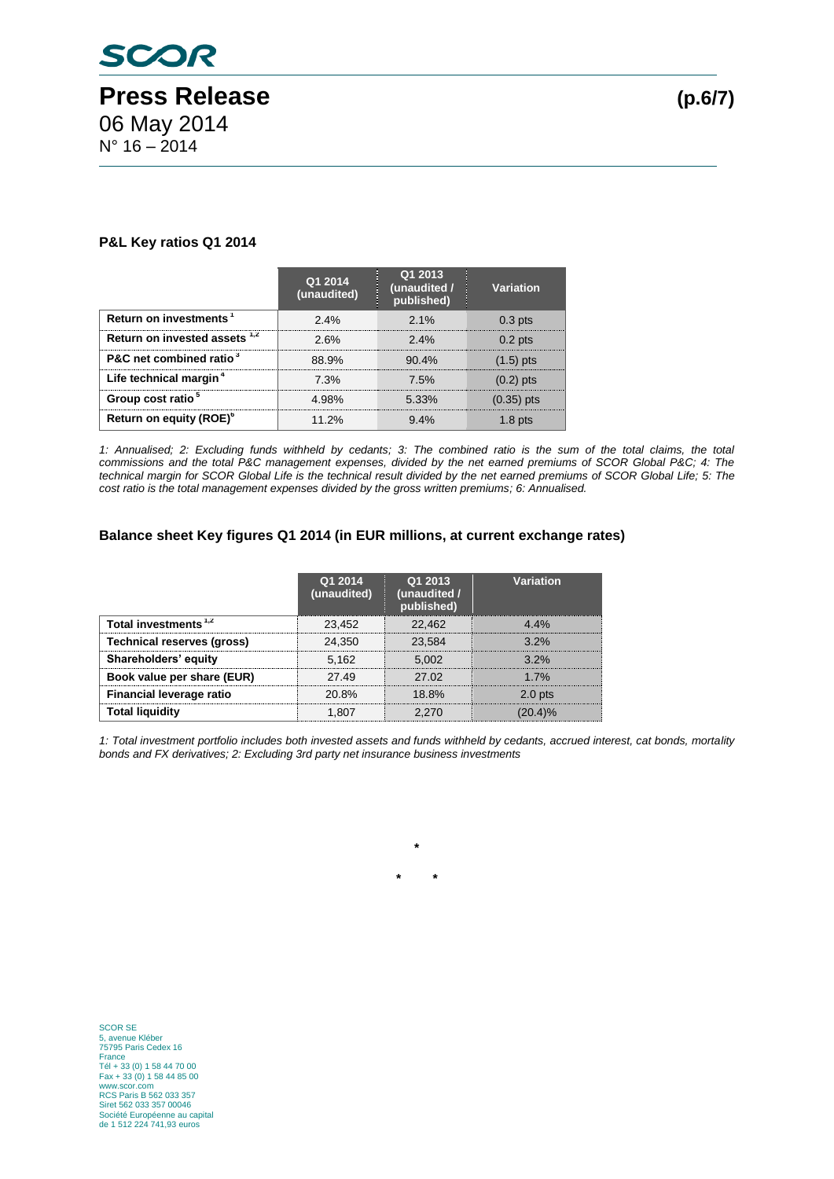### P&L Key ratios Q1 2014

| | Q1 2014 (unaudited) | Q1 2013 (unaudited / published) | Variation |
|---|---|---|---|
| Return on investments [1] | 2.4% | 2.1% | 0.3 pts |
| Return on invested assets [1,2] | 2.6% | 2.4% | 0.2 pts |
| P&C net combined ratio [3] | 88.9% | 90.4% | (1.5) pts |
| Life technical margin [4] | 7.3% | 7.5% | (0.2) pts |
| Group cost ratio [5] | 4.98% | 5.33% | (0.35) pts |
| Return on equity (ROE)[6] | 11.2% | 9.4% | 1.8 pts |

*1: Annualised; 2: Excluding funds withheld by cedants; 3: The combined ratio is the sum of the total claims, the total commissions and the total P&C management expenses, divided by the net earned premiums of SCOR Global P&C; 4: The technical margin for SCOR Global Life is the technical result divided by the net earned premiums of SCOR Global Life; 5: The cost ratio is the total management expenses divided by the gross written premiums; 6: Annualised.*

### Balance sheet Key figures Q1 2014 (in EUR millions, at current exchange rates)

| | Q1 2014 (unaudited) | Q1 2013 (unaudited / published) | Variation |
|---|---|---|---|
| Total investments [1,2] | 23,452 | 22,462 | 4.4% |
| Technical reserves (gross) | 24,350 | 23,584 | 3.2% |
| Shareholders' equity | 5,162 | 5,002 | 3.2% |
| Book value per share (EUR) | 27.49 | 27.02 | 1.7% |
| Financial leverage ratio | 20.8% | 18.8% | 2.0 pts |
| Total liquidity | 1,807 | 2,270 | (20.4)% |

*1: Total investment portfolio includes both invested assets and funds withheld by cedants, accrued interest, cat bonds, mortality bonds and FX derivatives; 2: Excluding 3rd party net insurance business investments*

\*

\* \*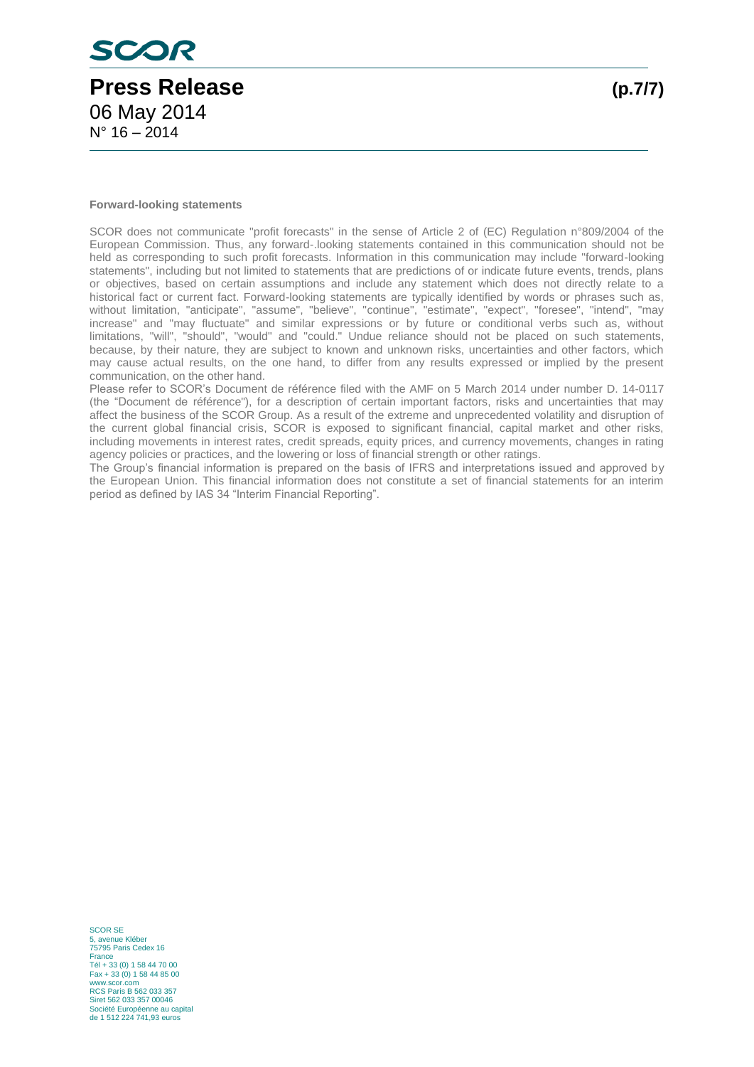**Forward-looking statements**

SCOR does not communicate "profit forecasts" in the sense of Article 2 of (EC) Regulation n°809/2004 of the European Commission. Thus, any forward-.looking statements contained in this communication should not be held as corresponding to such profit forecasts. Information in this communication may include "forward-looking statements", including but not limited to statements that are predictions of or indicate future events, trends, plans or objectives, based on certain assumptions and include any statement which does not directly relate to a historical fact or current fact. Forward-looking statements are typically identified by words or phrases such as, without limitation, "anticipate", "assume", "believe", "continue", "estimate", "expect", "foresee", "intend", "may increase" and "may fluctuate" and similar expressions or by future or conditional verbs such as, without limitations, "will", "should", "would" and "could." Undue reliance should not be placed on such statements, because, by their nature, they are subject to known and unknown risks, uncertainties and other factors, which may cause actual results, on the one hand, to differ from any results expressed or implied by the present communication, on the other hand.

Please refer to SCOR's Document de référence filed with the AMF on 5 March 2014 under number D. 14-0117 (the "Document de référence"), for a description of certain important factors, risks and uncertainties that may affect the business of the SCOR Group. As a result of the extreme and unprecedented volatility and disruption of the current global financial crisis, SCOR is exposed to significant financial, capital market and other risks, including movements in interest rates, credit spreads, equity prices, and currency movements, changes in rating agency policies or practices, and the lowering or loss of financial strength or other ratings.

The Group's financial information is prepared on the basis of IFRS and interpretations issued and approved by the European Union. This financial information does not constitute a set of financial statements for an interim period as defined by IAS 34 "Interim Financial Reporting".

SCOR SE
5, avenue Kléber
75795 Paris Cedex 16
France
Tél + 33 (0) 1 58 44 70 00
Fax + 33 (0) 1 58 44 85 00
www.scor.com
RCS Paris B 562 033 357
Siret 562 033 357 00046
Société Européenne au capital
de 1 512 224 741,93 euros